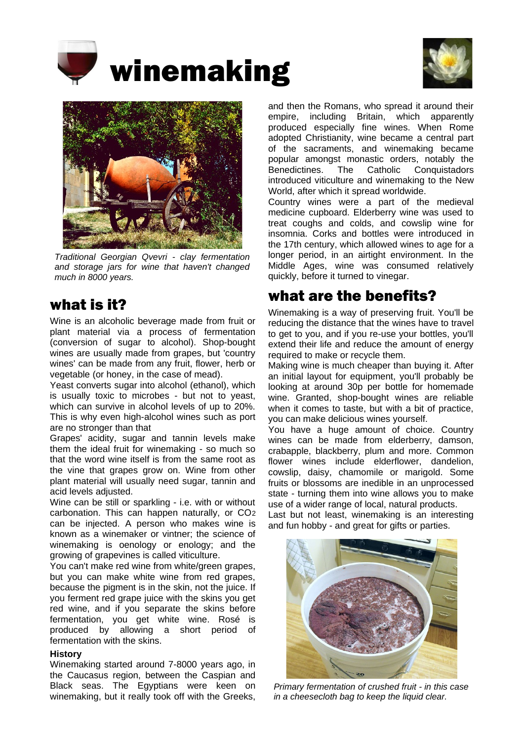# winemaking

*Traditional Georgian Qvevri - clay fermentation and storage jars for wine that haven't changed much in 8000 years.*

## what is it?

Wine is an alcoholic beverage made from fruit or plant material via a process of fermentation (conversion of sugar to alcohol). Shop-bought wines are usually made from grapes, but 'country wines' can be made from any fruit, flower, herb or vegetable (or honey, in the case of mead).

Yeast converts sugar into alcohol (ethanol), which is usually toxic to microbes - but not to yeast, which can survive in alcohol levels of up to 20%. This is why even high-alcohol wines such as port are no stronger than that

Grapes' acidity, sugar and tannin levels make them the ideal fruit for winemaking - so much so that the word wine itself is from the same root as the vine that grapes grow on. Wine from other plant material will usually need sugar, tannin and acid levels adjusted.

Wine can be still or sparkling - i.e. with or without carbonation. This can happen naturally, or $CO_2$ can be injected. A person who makes wine is known as a winemaker or vintner; the science of winemaking is oenology or enology; and the growing of grapevines is called viticulture.

You can't make red wine from white/green grapes, but you can make white wine from red grapes, because the pigment is in the skin, not the juice. If you ferment red grape juice with the skins you get red wine, and if you separate the skins before fermentation, you get white wine. Rosé is produced by allowing a short period of fermentation with the skins.

### History

Winemaking started around 7-8000 years ago, in the Caucasus region, between the Caspian and Black seas. The Egyptians were keen on winemaking, but it really took off with the Greeks, and then the Romans, who spread it around their empire, including Britain, which apparently produced especially fine wines. When Rome adopted Christianity, wine became a central part of the sacraments, and winemaking became popular amongst monastic orders, notably the Benedictines. The Catholic Conquistadors introduced viticulture and winemaking to the New World, after which it spread worldwide.

Country wines were a part of the medieval medicine cupboard. Elderberry wine was used to treat coughs and colds, and cowslip wine for insomnia. Corks and bottles were introduced in the 17th century, which allowed wines to age for a longer period, in an airtight environment. In the Middle Ages, wine was consumed relatively quickly, before it turned to vinegar.

## what are the benefits?

Winemaking is a way of preserving fruit. You'll be reducing the distance that the wines have to travel to get to you, and if you re-use your bottles, you'll extend their life and reduce the amount of energy required to make or recycle them.

Making wine is much cheaper than buying it. After an initial layout for equipment, you'll probably be looking at around 30p per bottle for homemade wine. Granted, shop-bought wines are reliable when it comes to taste, but with a bit of practice, you can make delicious wines yourself.

You have a huge amount of choice. Country wines can be made from elderberry, damson, crabapple, blackberry, plum and more. Common flower wines include elderflower, dandelion, cowslip, daisy, chamomile or marigold. Some fruits or blossoms are inedible in an unprocessed state - turning them into wine allows you to make use of a wider range of local, natural products.

Last but not least, winemaking is an interesting and fun hobby - and great for gifts or parties.

*Primary fermentation of crushed fruit - in this case in a cheesecloth bag to keep the liquid clear.*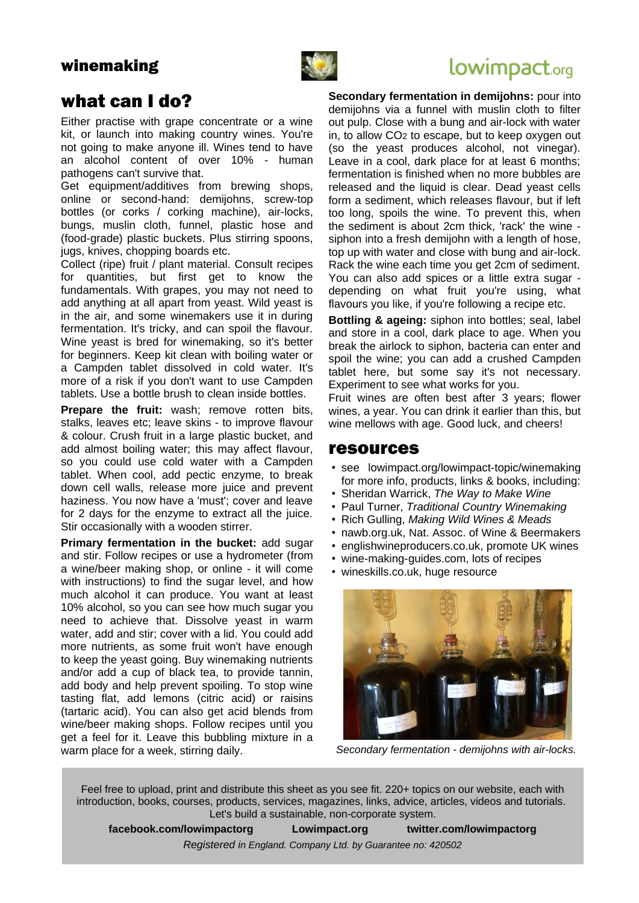## winemaking

lowimpact.org

## what can I do?

Either practise with grape concentrate or a wine kit, or launch into making country wines. You're not going to make anyone ill. Wines tend to have an alcohol content of over 10% - human pathogens can't survive that.

Get equipment/additives from brewing shops, online or second-hand: demijohns, screw-top bottles (or corks / corking machine), air-locks, bungs, muslin cloth, funnel, plastic hose and (food-grade) plastic buckets. Plus stirring spoons, jugs, knives, chopping boards etc.

Collect (ripe) fruit / plant material. Consult recipes for quantities, but first get to know the fundamentals. With grapes, you may not need to add anything at all apart from yeast. Wild yeast is in the air, and some winemakers use it in during fermentation. It's tricky, and can spoil the flavour. Wine yeast is bred for winemaking, so it's better for beginners. Keep kit clean with boiling water or a Campden tablet dissolved in cold water. It's more of a risk if you don't want to use Campden tablets. Use a bottle brush to clean inside bottles.

**Prepare the fruit:** wash; remove rotten bits, stalks, leaves etc; leave skins - to improve flavour & colour. Crush fruit in a large plastic bucket, and add almost boiling water; this may affect flavour, so you could use cold water with a Campden tablet. When cool, add pectic enzyme, to break down cell walls, release more juice and prevent haziness. You now have a 'must'; cover and leave for 2 days for the enzyme to extract all the juice. Stir occasionally with a wooden stirrer.

**Primary fermentation in the bucket:** add sugar and stir. Follow recipes or use a hydrometer (from a wine/beer making shop, or online - it will come with instructions) to find the sugar level, and how much alcohol it can produce. You want at least 10% alcohol, so you can see how much sugar you need to achieve that. Dissolve yeast in warm water, add and stir; cover with a lid. You could add more nutrients, as some fruit won't have enough to keep the yeast going. Buy winemaking nutrients and/or add a cup of black tea, to provide tannin, add body and help prevent spoiling. To stop wine tasting flat, add lemons (citric acid) or raisins (tartaric acid). You can also get acid blends from wine/beer making shops. Follow recipes until you get a feel for it. Leave this bubbling mixture in a warm place for a week, stirring daily.

**Secondary fermentation in demijohns:** pour into demijohns via a funnel with muslin cloth to filter out pulp. Close with a bung and air-lock with water in, to allow $CO_2$ to escape, but to keep oxygen out (so the yeast produces alcohol, not vinegar). Leave in a cool, dark place for at least 6 months; fermentation is finished when no more bubbles are released and the liquid is clear. Dead yeast cells form a sediment, which releases flavour, but if left too long, spoils the wine. To prevent this, when the sediment is about 2cm thick, 'rack' the wine - siphon into a fresh demijohn with a length of hose, top up with water and close with bung and air-lock. Rack the wine each time you get 2cm of sediment. You can also add spices or a little extra sugar - depending on what fruit you're using, what flavours you like, if you're following a recipe etc.

**Bottling & ageing:** siphon into bottles; seal, label and store in a cool, dark place to age. When you break the airlock to siphon, bacteria can enter and spoil the wine; you can add a crushed Campden tablet here, but some say it's not necessary. Experiment to see what works for you.

Fruit wines are often best after 3 years; flower wines, a year. You can drink it earlier than this, but wine mellows with age. Good luck, and cheers!

## resources

- see lowimpact.org/lowimpact-topic/winemaking for more info, products, links & books, including:
- Sheridan Warrick, *The Way to Make Wine*
- Paul Turner, *Traditional Country Winemaking*
- Rich Gulling, *Making Wild Wines & Meads*
- nawb.org.uk, Nat. Assoc. of Wine & Beermakers
- englishwineproducers.co.uk, promote UK wines
- wine-making-guides.com, lots of recipes
- wineskills.co.uk, huge resource

*Secondary fermentation - demijohns with air-locks.*

Feel free to upload, print and distribute this sheet as you see fit. 220+ topics on our website, each with introduction, books, courses, products, services, magazines, links, advice, articles, videos and tutorials. Let's build a sustainable, non-corporate system.

**facebook.com/lowimpactorg** **Lowimpact.org** **twitter.com/lowimpactorg**

*Registered in England. Company Ltd. by Guarantee no: 420502*